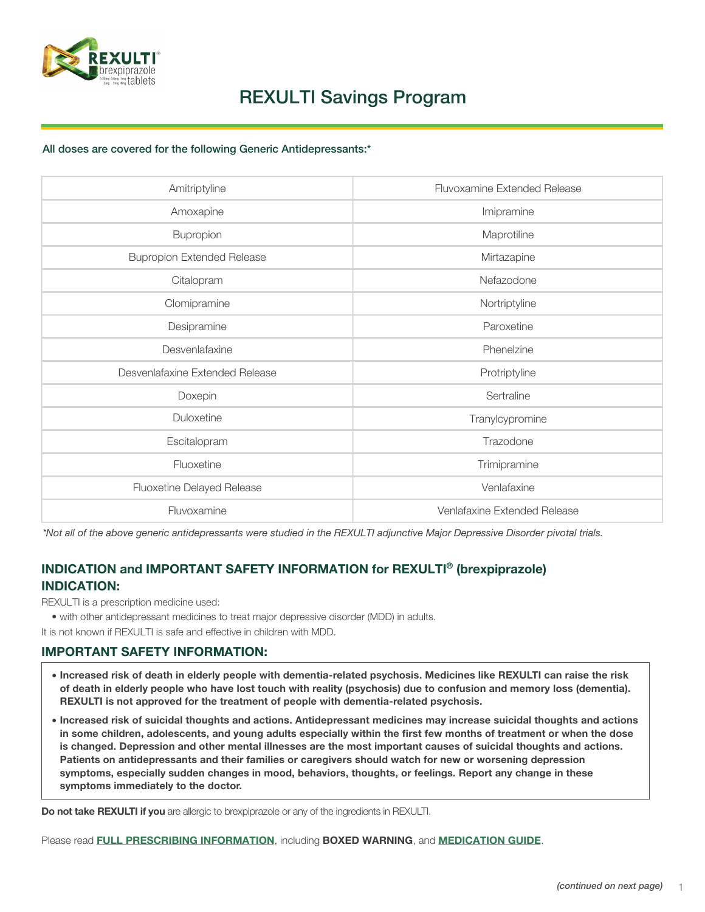# REXULTI Savings Program

**All doses are covered for the following Generic Antidepressants:***

| | |
|---|---|
| Amitriptyline | Fluvoxamine Extended Release |
| Amoxapine | Imipramine |
| Bupropion | Maprotiline |
| Bupropion Extended Release | Mirtazapine |
| Citalopram | Nefazodone |
| Clomipramine | Nortriptyline |
| Desipramine | Paroxetine |
| Desvenlafaxine | Phenelzine |
| Desvenlafaxine Extended Release | Protriptyline |
| Doxepin | Sertraline |
| Duloxetine | Tranylcypromine |
| Escitalopram | Trazodone |
| Fluoxetine | Trimipramine |
| Fluoxetine Delayed Release | Venlafaxine |
| Fluvoxamine | Venlafaxine Extended Release |

*\*Not all of the above generic antidepressants were studied in the REXULTI adjunctive Major Depressive Disorder pivotal trials.*

## INDICATION and IMPORTANT SAFETY INFORMATION for REXULTI® (brexpiprazole)

## INDICATION:

REXULTI is a prescription medicine used:

- with other antidepressant medicines to treat major depressive disorder (MDD) in adults.

It is not known if REXULTI is safe and effective in children with MDD.

## IMPORTANT SAFETY INFORMATION:

- **Increased risk of death in elderly people with dementia-related psychosis. Medicines like REXULTI can raise the risk of death in elderly people who have lost touch with reality (psychosis) due to confusion and memory loss (dementia). REXULTI is not approved for the treatment of people with dementia-related psychosis.**
- **Increased risk of suicidal thoughts and actions. Antidepressant medicines may increase suicidal thoughts and actions in some children, adolescents, and young adults especially within the first few months of treatment or when the dose is changed. Depression and other mental illnesses are the most important causes of suicidal thoughts and actions. Patients on antidepressants and their families or caregivers should watch for new or worsening depression symptoms, especially sudden changes in mood, behaviors, thoughts, or feelings. Report any change in these symptoms immediately to the doctor.**

**Do not take REXULTI if you** are allergic to brexpiprazole or any of the ingredients in REXULTI.

Please read **FULL PRESCRIBING INFORMATION**, including **BOXED WARNING**, and **MEDICATION GUIDE**.

***(continued on next page)***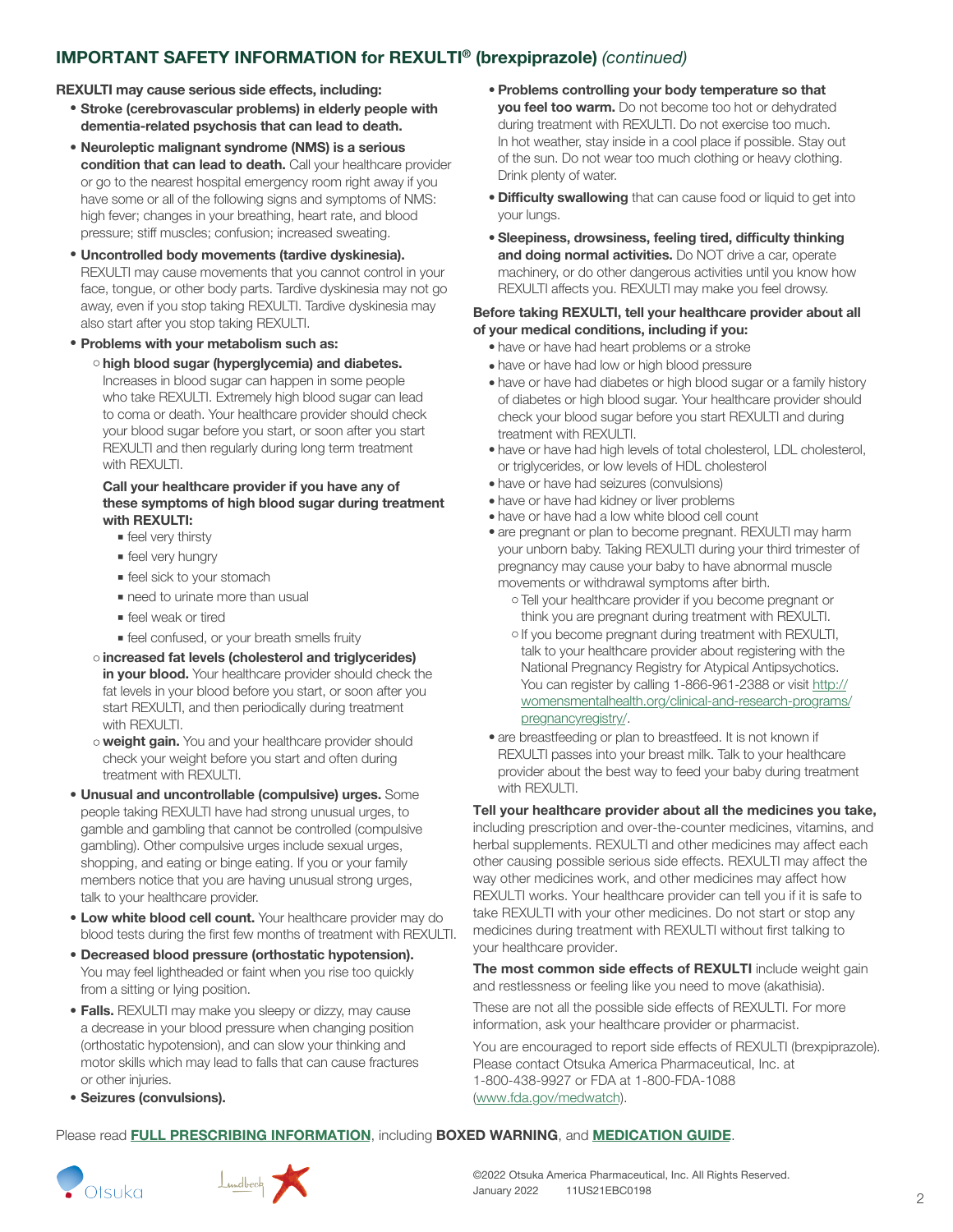## IMPORTANT SAFETY INFORMATION for REXULTI® (brexpiprazole) *(continued)*

**REXULTI may cause serious side effects, including:**

- **Stroke (cerebrovascular problems) in elderly people with dementia-related psychosis that can lead to death.**
- **Neuroleptic malignant syndrome (NMS) is a serious condition that can lead to death.** Call your healthcare provider or go to the nearest hospital emergency room right away if you have some or all of the following signs and symptoms of NMS: high fever; changes in your breathing, heart rate, and blood pressure; stiff muscles; confusion; increased sweating.
- **Uncontrolled body movements (tardive dyskinesia).** REXULTI may cause movements that you cannot control in your face, tongue, or other body parts. Tardive dyskinesia may not go away, even if you stop taking REXULTI. Tardive dyskinesia may also start after you stop taking REXULTI.
- **Problems with your metabolism such as:**
  - **high blood sugar (hyperglycemia) and diabetes.** Increases in blood sugar can happen in some people who take REXULTI. Extremely high blood sugar can lead to coma or death. Your healthcare provider should check your blood sugar before you start, or soon after you start REXULTI and then regularly during long term treatment with REXULTI.

    **Call your healthcare provider if you have any of these symptoms of high blood sugar during treatment with REXULTI:**
    - feel very thirsty
    - feel very hungry
    - feel sick to your stomach
    - need to urinate more than usual
    - feel weak or tired
    - feel confused, or your breath smells fruity
  - **increased fat levels (cholesterol and triglycerides) in your blood.** Your healthcare provider should check the fat levels in your blood before you start, or soon after you start REXULTI, and then periodically during treatment with REXULTI.
  - **weight gain.** You and your healthcare provider should check your weight before you start and often during treatment with REXULTI.
- **Unusual and uncontrollable (compulsive) urges.** Some people taking REXULTI have had strong unusual urges, to gamble and gambling that cannot be controlled (compulsive gambling). Other compulsive urges include sexual urges, shopping, and eating or binge eating. If you or your family members notice that you are having unusual strong urges, talk to your healthcare provider.
- **Low white blood cell count.** Your healthcare provider may do blood tests during the first few months of treatment with REXULTI.
- **Decreased blood pressure (orthostatic hypotension).** You may feel lightheaded or faint when you rise too quickly from a sitting or lying position.
- **Falls.** REXULTI may make you sleepy or dizzy, may cause a decrease in your blood pressure when changing position (orthostatic hypotension), and can slow your thinking and motor skills which may lead to falls that can cause fractures or other injuries.
- **Seizures (convulsions).**
- **Problems controlling your body temperature so that you feel too warm.** Do not become too hot or dehydrated during treatment with REXULTI. Do not exercise too much. In hot weather, stay inside in a cool place if possible. Stay out of the sun. Do not wear too much clothing or heavy clothing. Drink plenty of water.
- **Difficulty swallowing** that can cause food or liquid to get into your lungs.
- **Sleepiness, drowsiness, feeling tired, difficulty thinking and doing normal activities.** Do NOT drive a car, operate machinery, or do other dangerous activities until you know how REXULTI affects you. REXULTI may make you feel drowsy.

**Before taking REXULTI, tell your healthcare provider about all of your medical conditions, including if you:**

- have or have had heart problems or a stroke
- have or have had low or high blood pressure
- have or have had diabetes or high blood sugar or a family history of diabetes or high blood sugar. Your healthcare provider should check your blood sugar before you start REXULTI and during treatment with REXULTI.
- have or have had high levels of total cholesterol, LDL cholesterol, or triglycerides, or low levels of HDL cholesterol
- have or have had seizures (convulsions)
- have or have had kidney or liver problems
- have or have had a low white blood cell count
- are pregnant or plan to become pregnant. REXULTI may harm your unborn baby. Taking REXULTI during your third trimester of pregnancy may cause your baby to have abnormal muscle movements or withdrawal symptoms after birth.
  - Tell your healthcare provider if you become pregnant or think you are pregnant during treatment with REXULTI.
  - If you become pregnant during treatment with REXULTI, talk to your healthcare provider about registering with the National Pregnancy Registry for Atypical Antipsychotics. You can register by calling 1-866-961-2388 or visit http://womensmentalhealth.org/clinical-and-research-programs/pregnancyregistry/.
- are breastfeeding or plan to breastfeed. It is not known if REXULTI passes into your breast milk. Talk to your healthcare provider about the best way to feed your baby during treatment with REXULTI.

**Tell your healthcare provider about all the medicines you take,** including prescription and over-the-counter medicines, vitamins, and herbal supplements. REXULTI and other medicines may affect each other causing possible serious side effects. REXULTI may affect the way other medicines work, and other medicines may affect how REXULTI works. Your healthcare provider can tell you if it is safe to take REXULTI with your other medicines. Do not start or stop any medicines during treatment with REXULTI without first talking to your healthcare provider.

**The most common side effects of REXULTI** include weight gain and restlessness or feeling like you need to move (akathisia).

These are not all the possible side effects of REXULTI. For more information, ask your healthcare provider or pharmacist.

You are encouraged to report side effects of REXULTI (brexpiprazole). Please contact Otsuka America Pharmaceutical, Inc. at 1-800-438-9927 or FDA at 1-800-FDA-1088 (www.fda.gov/medwatch).

Please read **FULL PRESCRIBING INFORMATION**, including **BOXED WARNING**, and **MEDICATION GUIDE**.

Otsuka Lundbeck

©2022 Otsuka America Pharmaceutical, Inc. All Rights Reserved.
January 2022 11US21EBC0198